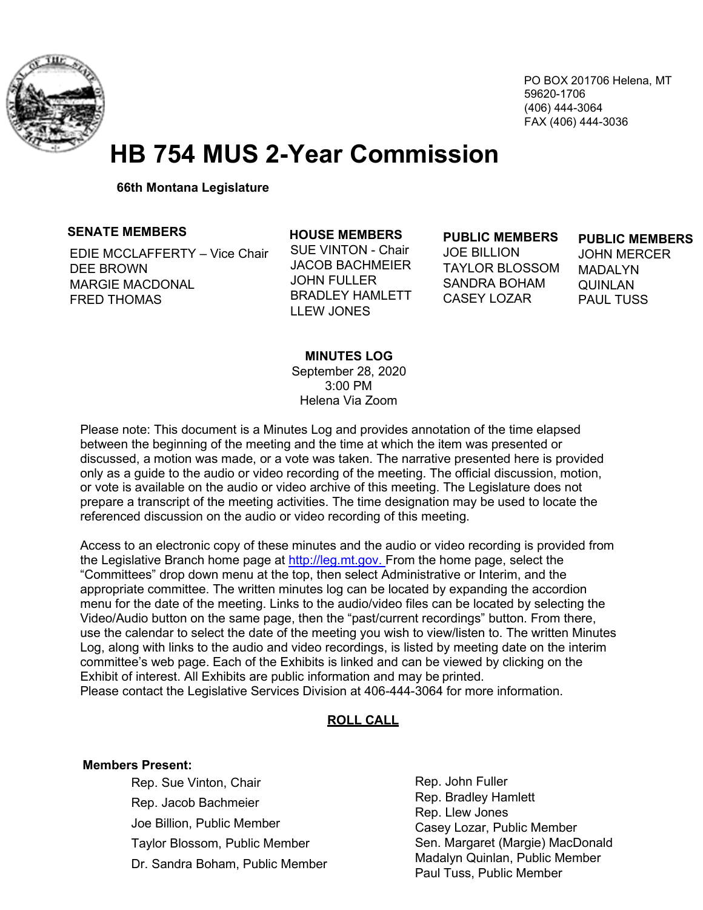PO BOX 201706 Helena, MT 59620-1706
(406) 444-3064
FAX (406) 444-3036

# HB 754 MUS 2-Year Commission

**66th Montana Legislature**

| SENATE MEMBERS | HOUSE MEMBERS | PUBLIC MEMBERS | PUBLIC MEMBERS |
|---|---|---|---|
| EDIE MCCLAFFERTY – Vice Chair | SUE VINTON - Chair | JOE BILLION | JOHN MERCER |
| DEE BROWN | JACOB BACHMEIER | TAYLOR BLOSSOM | MADALYN QUINLAN |
| MARGIE MACDONAL | JOHN FULLER | SANDRA BOHAM | PAUL TUSS |
| FRED THOMAS | BRADLEY HAMLETT | CASEY LOZAR | |
| | LLEW JONES | | |

**MINUTES LOG**
September 28, 2020
3:00 PM
Helena Via Zoom

Please note: This document is a Minutes Log and provides annotation of the time elapsed between the beginning of the meeting and the time at which the item was presented or discussed, a motion was made, or a vote was taken. The narrative presented here is provided only as a guide to the audio or video recording of the meeting. The official discussion, motion, or vote is available on the audio or video archive of this meeting. The Legislature does not prepare a transcript of the meeting activities. The time designation may be used to locate the referenced discussion on the audio or video recording of this meeting.

Access to an electronic copy of these minutes and the audio or video recording is provided from the Legislative Branch home page at http://leg.mt.gov. From the home page, select the "Committees" drop down menu at the top, then select Administrative or Interim, and the appropriate committee. The written minutes log can be located by expanding the accordion menu for the date of the meeting. Links to the audio/video files can be located by selecting the Video/Audio button on the same page, then the "past/current recordings" button. From there, use the calendar to select the date of the meeting you wish to view/listen to. The written Minutes Log, along with links to the audio and video recordings, is listed by meeting date on the interim committee's web page. Each of the Exhibits is linked and can be viewed by clicking on the Exhibit of interest. All Exhibits are public information and may be printed.
Please contact the Legislative Services Division at 406-444-3064 for more information.

## ROLL CALL

**Members Present:**

- Rep. Sue Vinton, Chair
- Rep. Jacob Bachmeier
- Joe Billion, Public Member
- Taylor Blossom, Public Member
- Dr. Sandra Boham, Public Member
- Rep. John Fuller
- Rep. Bradley Hamlett
- Rep. Llew Jones
- Casey Lozar, Public Member
- Sen. Margaret (Margie) MacDonald
- Madalyn Quinlan, Public Member
- Paul Tuss, Public Member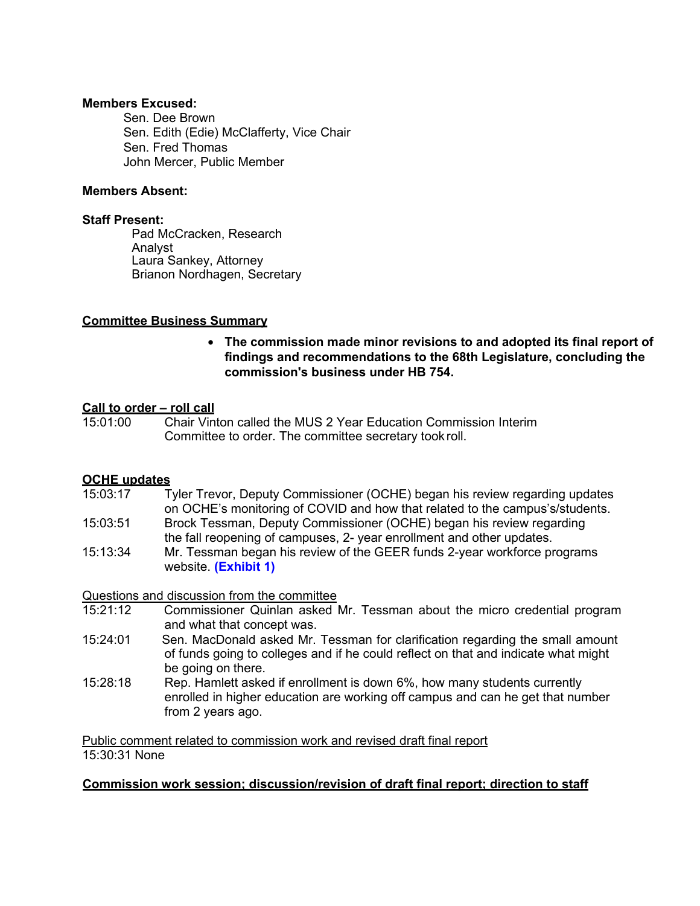**Members Excused:**

Sen. Dee Brown
Sen. Edith (Edie) McClafferty, Vice Chair
Sen. Fred Thomas
John Mercer, Public Member

**Members Absent:**

**Staff Present:**

Pad McCracken, Research Analyst
Laura Sankey, Attorney
Brianon Nordhagen, Secretary

**Committee Business Summary**

- **The commission made minor revisions to and adopted its final report of findings and recommendations to the 68th Legislature, concluding the commission's business under HB 754.**

**Call to order – roll call**

15:01:00 Chair Vinton called the MUS 2 Year Education Commission Interim Committee to order. The committee secretary took roll.

**OCHE updates**

15:03:17 Tyler Trevor, Deputy Commissioner (OCHE) began his review regarding updates on OCHE's monitoring of COVID and how that related to the campus's/students.

15:03:51 Brock Tessman, Deputy Commissioner (OCHE) began his review regarding the fall reopening of campuses, 2- year enrollment and other updates.

15:13:34 Mr. Tessman began his review of the GEER funds 2-year workforce programs website. **(Exhibit 1)**

Questions and discussion from the committee

15:21:12 Commissioner Quinlan asked Mr. Tessman about the micro credential program and what that concept was.

15:24:01 Sen. MacDonald asked Mr. Tessman for clarification regarding the small amount of funds going to colleges and if he could reflect on that and indicate what might be going on there.

15:28:18 Rep. Hamlett asked if enrollment is down 6%, how many students currently enrolled in higher education are working off campus and can he get that number from 2 years ago.

Public comment related to commission work and revised draft final report

15:30:31 None

**Commission work session; discussion/revision of draft final report; direction to staff**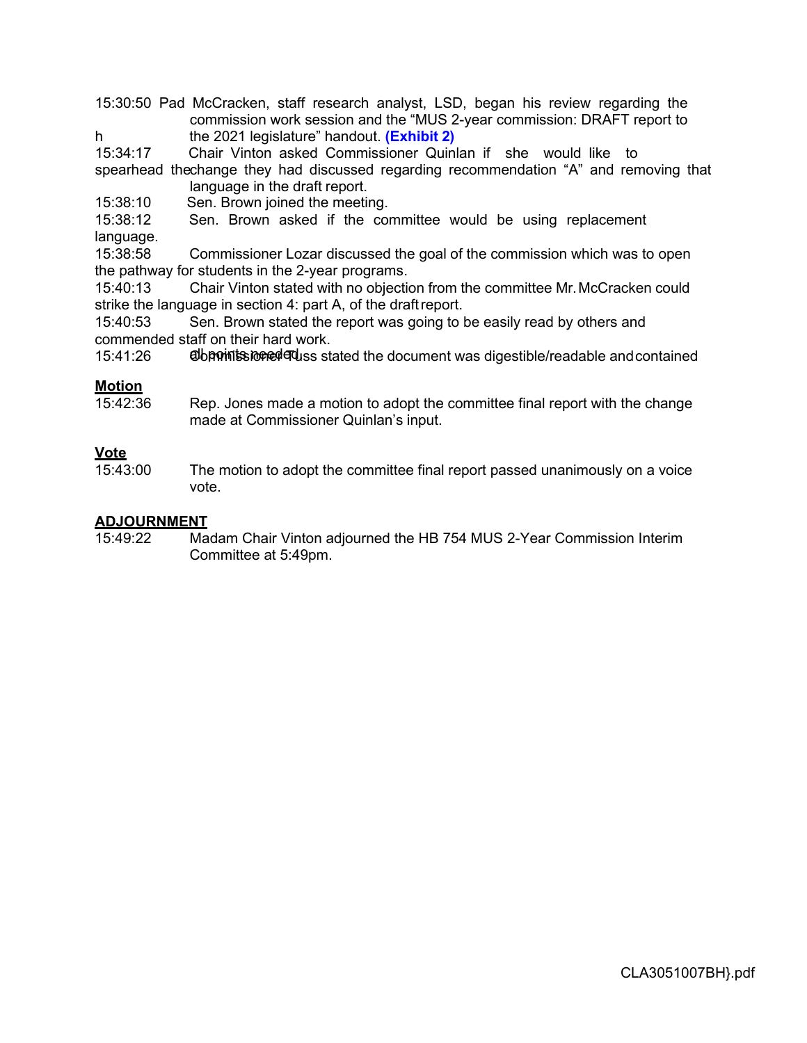15:30:50 Pad McCracken, staff research analyst, LSD, began his review regarding the commission work session and the "MUS 2-year commission: DRAFT report to the 2021 legislature" handout. **(Exhibit 2)**

15:34:17 Chair Vinton asked Commissioner Quinlan if she would like to spearhead the change they had discussed regarding recommendation "A" and removing that language in the draft report.

15:38:10 Sen. Brown joined the meeting.

15:38:12 Sen. Brown asked if the committee would be using replacement language.

15:38:58 Commissioner Lozar discussed the goal of the commission which was to open the pathway for students in the 2-year programs.

15:40:13 Chair Vinton stated with no objection from the committee Mr. McCracken could strike the language in section 4: part A, of the draft report.

15:40:53 Sen. Brown stated the report was going to be easily read by others and commended staff on their hard work.

15:41:26 Commissioner Tuss stated the document was digestible/readable and contained all points needed.

**Motion**

15:42:36 Rep. Jones made a motion to adopt the committee final report with the change made at Commissioner Quinlan's input.

**Vote**

15:43:00 The motion to adopt the committee final report passed unanimously on a voice vote.

**ADJOURNMENT**

15:49:22 Madam Chair Vinton adjourned the HB 754 MUS 2-Year Commission Interim Committee at 5:49pm.

CLA3051007BH}.pdf